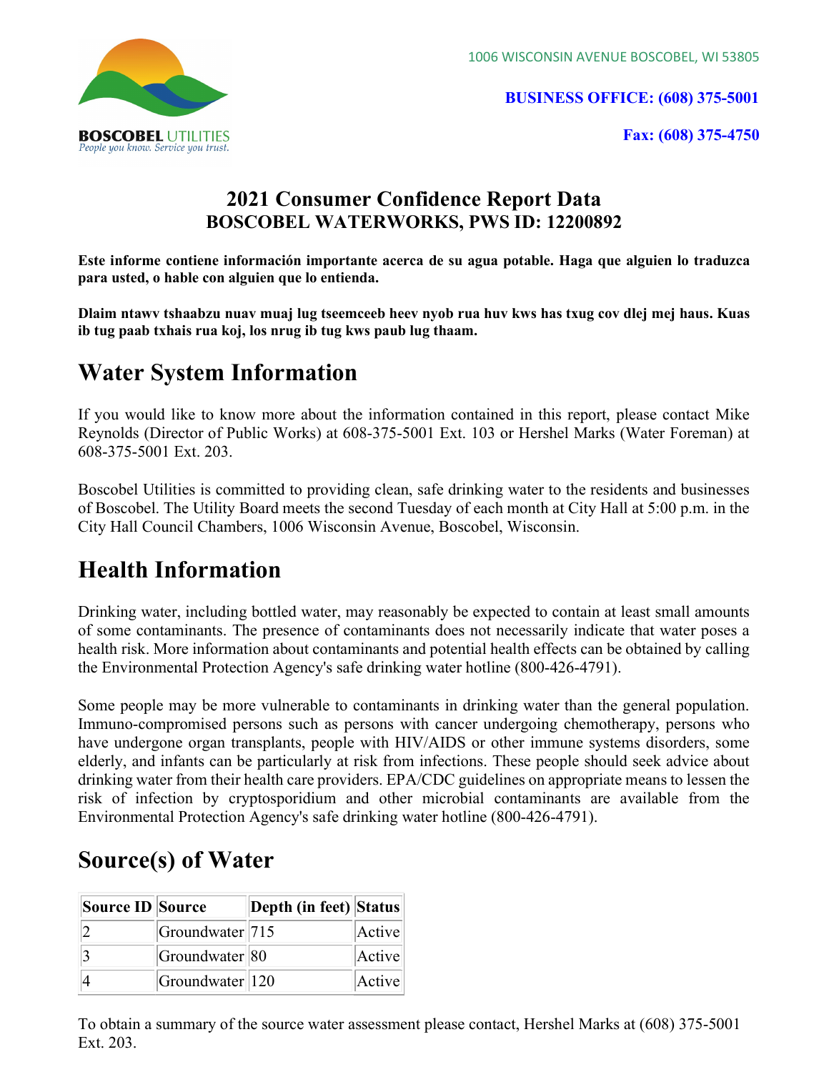**BOSCOBEL UTILITIES**
*People you know. Service you trust.*

1006 WISCONSIN AVENUE BOSCOBEL, WI 53805

**BUSINESS OFFICE: (608) 375-5001**

**Fax: (608) 375-4750**

# 2021 Consumer Confidence Report Data
## BOSCOBEL WATERWORKS, PWS ID: 12200892

**Este informe contiene información importante acerca de su agua potable. Haga que alguien lo traduzca para usted, o hable con alguien que lo entienda.**

**Dlaim ntawv tshaabzu nuav muaj lug tseemceeb heev nyob rua huv kws has txug cov dlej mej haus. Kuas ib tug paab txhais rua koj, los nrug ib tug kws paub lug thaam.**

## Water System Information

If you would like to know more about the information contained in this report, please contact Mike Reynolds (Director of Public Works) at 608-375-5001 Ext. 103 or Hershel Marks (Water Foreman) at 608-375-5001 Ext. 203.

Boscobel Utilities is committed to providing clean, safe drinking water to the residents and businesses of Boscobel. The Utility Board meets the second Tuesday of each month at City Hall at 5:00 p.m. in the City Hall Council Chambers, 1006 Wisconsin Avenue, Boscobel, Wisconsin.

## Health Information

Drinking water, including bottled water, may reasonably be expected to contain at least small amounts of some contaminants. The presence of contaminants does not necessarily indicate that water poses a health risk. More information about contaminants and potential health effects can be obtained by calling the Environmental Protection Agency's safe drinking water hotline (800-426-4791).

Some people may be more vulnerable to contaminants in drinking water than the general population. Immuno-compromised persons such as persons with cancer undergoing chemotherapy, persons who have undergone organ transplants, people with HIV/AIDS or other immune systems disorders, some elderly, and infants can be particularly at risk from infections. These people should seek advice about drinking water from their health care providers. EPA/CDC guidelines on appropriate means to lessen the risk of infection by cryptosporidium and other microbial contaminants are available from the Environmental Protection Agency's safe drinking water hotline (800-426-4791).

## Source(s) of Water

| Source ID | Source | Depth (in feet) | Status |
|---|---|---|---|
| 2 | Groundwater | 715 | Active |
| 3 | Groundwater | 80 | Active |
| 4 | Groundwater | 120 | Active |

To obtain a summary of the source water assessment please contact, Hershel Marks at (608) 375-5001 Ext. 203.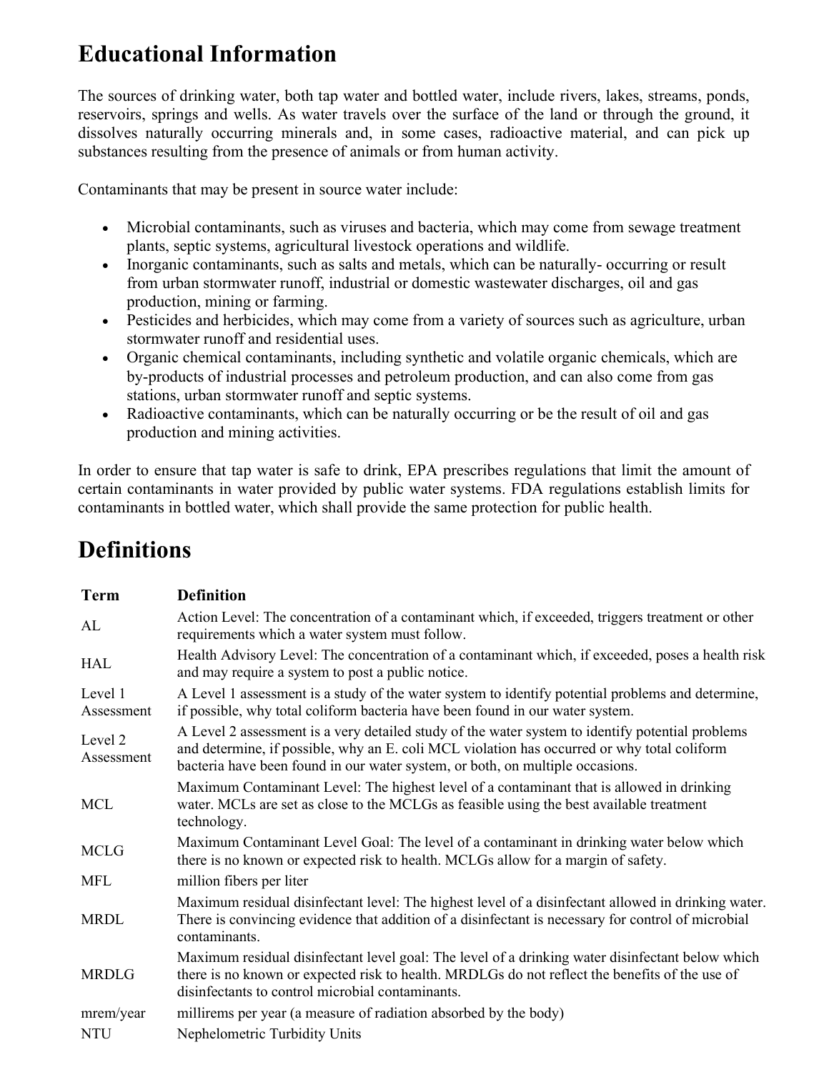# Educational Information

The sources of drinking water, both tap water and bottled water, include rivers, lakes, streams, ponds, reservoirs, springs and wells. As water travels over the surface of the land or through the ground, it dissolves naturally occurring minerals and, in some cases, radioactive material, and can pick up substances resulting from the presence of animals or from human activity.

Contaminants that may be present in source water include:

- Microbial contaminants, such as viruses and bacteria, which may come from sewage treatment plants, septic systems, agricultural livestock operations and wildlife.
- Inorganic contaminants, such as salts and metals, which can be naturally- occurring or result from urban stormwater runoff, industrial or domestic wastewater discharges, oil and gas production, mining or farming.
- Pesticides and herbicides, which may come from a variety of sources such as agriculture, urban stormwater runoff and residential uses.
- Organic chemical contaminants, including synthetic and volatile organic chemicals, which are by-products of industrial processes and petroleum production, and can also come from gas stations, urban stormwater runoff and septic systems.
- Radioactive contaminants, which can be naturally occurring or be the result of oil and gas production and mining activities.

In order to ensure that tap water is safe to drink, EPA prescribes regulations that limit the amount of certain contaminants in water provided by public water systems. FDA regulations establish limits for contaminants in bottled water, which shall provide the same protection for public health.

# Definitions

| Term | Definition |
|---|---|
| AL | Action Level: The concentration of a contaminant which, if exceeded, triggers treatment or other requirements which a water system must follow. |
| HAL | Health Advisory Level: The concentration of a contaminant which, if exceeded, poses a health risk and may require a system to post a public notice. |
| Level 1 Assessment | A Level 1 assessment is a study of the water system to identify potential problems and determine, if possible, why total coliform bacteria have been found in our water system. |
| Level 2 Assessment | A Level 2 assessment is a very detailed study of the water system to identify potential problems and determine, if possible, why an E. coli MCL violation has occurred or why total coliform bacteria have been found in our water system, or both, on multiple occasions. |
| MCL | Maximum Contaminant Level: The highest level of a contaminant that is allowed in drinking water. MCLs are set as close to the MCLGs as feasible using the best available treatment technology. |
| MCLG | Maximum Contaminant Level Goal: The level of a contaminant in drinking water below which there is no known or expected risk to health. MCLGs allow for a margin of safety. |
| MFL | million fibers per liter |
| MRDL | Maximum residual disinfectant level: The highest level of a disinfectant allowed in drinking water. There is convincing evidence that addition of a disinfectant is necessary for control of microbial contaminants. |
| MRDLG | Maximum residual disinfectant level goal: The level of a drinking water disinfectant below which there is no known or expected risk to health. MRDLGs do not reflect the benefits of the use of disinfectants to control microbial contaminants. |
| mrem/year | millirems per year (a measure of radiation absorbed by the body) |
| NTU | Nephelometric Turbidity Units |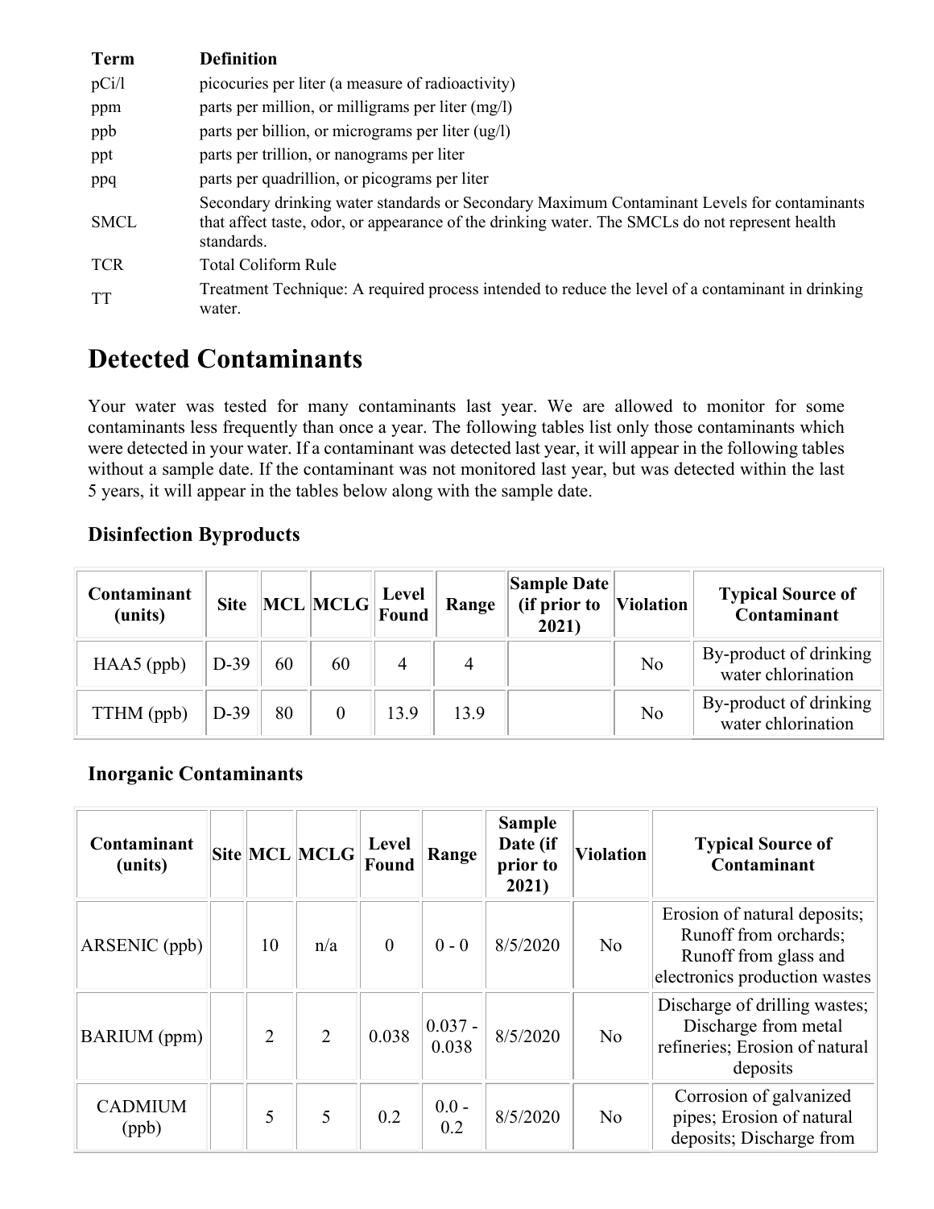| Term | Definition |
|---|---|
| pCi/l | picocuries per liter (a measure of radioactivity) |
| ppm | parts per million, or milligrams per liter (mg/l) |
| ppb | parts per billion, or micrograms per liter (ug/l) |
| ppt | parts per trillion, or nanograms per liter |
| ppq | parts per quadrillion, or picograms per liter |
| SMCL | Secondary drinking water standards or Secondary Maximum Contaminant Levels for contaminants that affect taste, odor, or appearance of the drinking water. The SMCLs do not represent health standards. |
| TCR | Total Coliform Rule |
| TT | Treatment Technique: A required process intended to reduce the level of a contaminant in drinking water. |

# Detected Contaminants

Your water was tested for many contaminants last year. We are allowed to monitor for some contaminants less frequently than once a year. The following tables list only those contaminants which were detected in your water. If a contaminant was detected last year, it will appear in the following tables without a sample date. If the contaminant was not monitored last year, but was detected within the last 5 years, it will appear in the tables below along with the sample date.

### Disinfection Byproducts

| Contaminant (units) | Site | MCL | MCLG | Level Found | Range | Sample Date (if prior to 2021) | Violation | Typical Source of Contaminant |
|---|---|---|---|---|---|---|---|---|
| HAA5 (ppb) | D-39 | 60 | 60 | 4 | 4 | | No | By-product of drinking water chlorination |
| TTHM (ppb) | D-39 | 80 | 0 | 13.9 | 13.9 | | No | By-product of drinking water chlorination |

### Inorganic Contaminants

| Contaminant (units) | Site | MCL | MCLG | Level Found | Range | Sample Date (if prior to 2021) | Violation | Typical Source of Contaminant |
|---|---|---|---|---|---|---|---|---|
| ARSENIC (ppb) | | 10 | n/a | 0 | 0 - 0 | 8/5/2020 | No | Erosion of natural deposits; Runoff from orchards; Runoff from glass and electronics production wastes |
| BARIUM (ppm) | | 2 | 2 | 0.038 | 0.037 - 0.038 | 8/5/2020 | No | Discharge of drilling wastes; Discharge from metal refineries; Erosion of natural deposits |
| CADMIUM (ppb) | | 5 | 5 | 0.2 | 0.0 - 0.2 | 8/5/2020 | No | Corrosion of galvanized pipes; Erosion of natural deposits; Discharge from |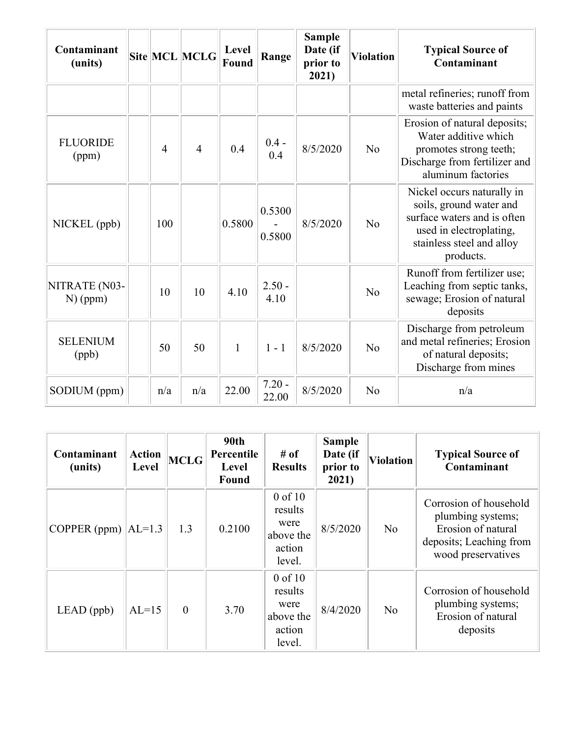| Contaminant (units) | Site | MCL | MCLG | Level Found | Range | Sample Date (if prior to 2021) | Violation | Typical Source of Contaminant |
|---|---|---|---|---|---|---|---|---|
| | | | | | | | | metal refineries; runoff from waste batteries and paints |
| FLUORIDE (ppm) | | 4 | 4 | 0.4 | 0.4 - 0.4 | 8/5/2020 | No | Erosion of natural deposits; Water additive which promotes strong teeth; Discharge from fertilizer and aluminum factories |
| NICKEL (ppb) | | 100 | | 0.5800 | 0.5300 - 0.5800 | 8/5/2020 | No | Nickel occurs naturally in soils, ground water and surface waters and is often used in electroplating, stainless steel and alloy products. |
| NITRATE (N03-N) (ppm) | | 10 | 10 | 4.10 | 2.50 - 4.10 | | No | Runoff from fertilizer use; Leaching from septic tanks, sewage; Erosion of natural deposits |
| SELENIUM (ppb) | | 50 | 50 | 1 | 1 - 1 | 8/5/2020 | No | Discharge from petroleum and metal refineries; Erosion of natural deposits; Discharge from mines |
| SODIUM (ppm) | | n/a | n/a | 22.00 | 7.20 - 22.00 | 8/5/2020 | No | n/a |

| Contaminant (units) | Action Level | MCLG | 90th Percentile Level Found | # of Results | Sample Date (if prior to 2021) | Violation | Typical Source of Contaminant |
|---|---|---|---|---|---|---|---|
| COPPER (ppm) | AL=1.3 | 1.3 | 0.2100 | 0 of 10 results were above the action level. | 8/5/2020 | No | Corrosion of household plumbing systems; Erosion of natural deposits; Leaching from wood preservatives |
| LEAD (ppb) | AL=15 | 0 | 3.70 | 0 of 10 results were above the action level. | 8/4/2020 | No | Corrosion of household plumbing systems; Erosion of natural deposits |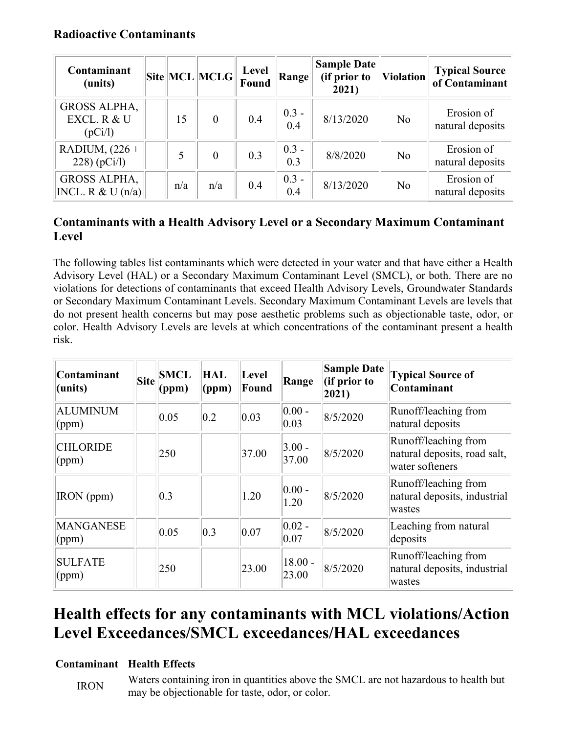### Radioactive Contaminants

| Contaminant (units) | Site | MCL | MCLG | Level Found | Range | Sample Date (if prior to 2021) | Violation | Typical Source of Contaminant |
|---|---|---|---|---|---|---|---|---|
| GROSS ALPHA, EXCL. R & U (pCi/l) | | 15 | 0 | 0.4 | 0.3 - 0.4 | 8/13/2020 | No | Erosion of natural deposits |
| RADIUM, (226 + 228) (pCi/l) | | 5 | 0 | 0.3 | 0.3 - 0.3 | 8/8/2020 | No | Erosion of natural deposits |
| GROSS ALPHA, INCL. R & U (n/a) | | n/a | n/a | 0.4 | 0.3 - 0.4 | 8/13/2020 | No | Erosion of natural deposits |

### Contaminants with a Health Advisory Level or a Secondary Maximum Contaminant Level

The following tables list contaminants which were detected in your water and that have either a Health Advisory Level (HAL) or a Secondary Maximum Contaminant Level (SMCL), or both. There are no violations for detections of contaminants that exceed Health Advisory Levels, Groundwater Standards or Secondary Maximum Contaminant Levels. Secondary Maximum Contaminant Levels are levels that do not present health concerns but may pose aesthetic problems such as objectionable taste, odor, or color. Health Advisory Levels are levels at which concentrations of the contaminant present a health risk.

| Contaminant (units) | Site | SMCL (ppm) | HAL (ppm) | Level Found | Range | Sample Date (if prior to 2021) | Typical Source of Contaminant |
|---|---|---|---|---|---|---|---|
| ALUMINUM (ppm) | | 0.05 | 0.2 | 0.03 | 0.00 - 0.03 | 8/5/2020 | Runoff/leaching from natural deposits |
| CHLORIDE (ppm) | | 250 | | 37.00 | 3.00 - 37.00 | 8/5/2020 | Runoff/leaching from natural deposits, road salt, water softeners |
| IRON (ppm) | | 0.3 | | 1.20 | 0.00 - 1.20 | 8/5/2020 | Runoff/leaching from natural deposits, industrial wastes |
| MANGANESE (ppm) | | 0.05 | 0.3 | 0.07 | 0.02 - 0.07 | 8/5/2020 | Leaching from natural deposits |
| SULFATE (ppm) | | 250 | | 23.00 | 18.00 - 23.00 | 8/5/2020 | Runoff/leaching from natural deposits, industrial wastes |

## Health effects for any contaminants with MCL violations/Action Level Exceedances/SMCL exceedances/HAL exceedances

| Contaminant | Health Effects |
|---|---|
| IRON | Waters containing iron in quantities above the SMCL are not hazardous to health but may be objectionable for taste, odor, or color. |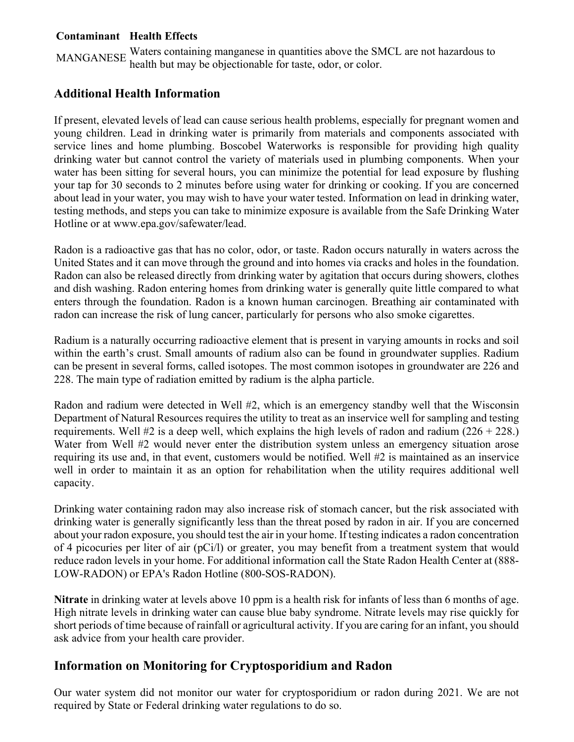| Contaminant | Health Effects |
|---|---|
| MANGANESE | Waters containing manganese in quantities above the SMCL are not hazardous to health but may be objectionable for taste, odor, or color. |

## Additional Health Information

If present, elevated levels of lead can cause serious health problems, especially for pregnant women and young children. Lead in drinking water is primarily from materials and components associated with service lines and home plumbing. Boscobel Waterworks is responsible for providing high quality drinking water but cannot control the variety of materials used in plumbing components. When your water has been sitting for several hours, you can minimize the potential for lead exposure by flushing your tap for 30 seconds to 2 minutes before using water for drinking or cooking. If you are concerned about lead in your water, you may wish to have your water tested. Information on lead in drinking water, testing methods, and steps you can take to minimize exposure is available from the Safe Drinking Water Hotline or at www.epa.gov/safewater/lead.

Radon is a radioactive gas that has no color, odor, or taste. Radon occurs naturally in waters across the United States and it can move through the ground and into homes via cracks and holes in the foundation. Radon can also be released directly from drinking water by agitation that occurs during showers, clothes and dish washing. Radon entering homes from drinking water is generally quite little compared to what enters through the foundation. Radon is a known human carcinogen. Breathing air contaminated with radon can increase the risk of lung cancer, particularly for persons who also smoke cigarettes.

Radium is a naturally occurring radioactive element that is present in varying amounts in rocks and soil within the earth's crust. Small amounts of radium also can be found in groundwater supplies. Radium can be present in several forms, called isotopes. The most common isotopes in groundwater are 226 and 228. The main type of radiation emitted by radium is the alpha particle.

Radon and radium were detected in Well #2, which is an emergency standby well that the Wisconsin Department of Natural Resources requires the utility to treat as an inservice well for sampling and testing requirements. Well #2 is a deep well, which explains the high levels of radon and radium (226 + 228.) Water from Well #2 would never enter the distribution system unless an emergency situation arose requiring its use and, in that event, customers would be notified. Well #2 is maintained as an inservice well in order to maintain it as an option for rehabilitation when the utility requires additional well capacity.

Drinking water containing radon may also increase risk of stomach cancer, but the risk associated with drinking water is generally significantly less than the threat posed by radon in air. If you are concerned about your radon exposure, you should test the air in your home. If testing indicates a radon concentration of 4 picocuries per liter of air (pCi/l) or greater, you may benefit from a treatment system that would reduce radon levels in your home. For additional information call the State Radon Health Center at (888-LOW-RADON) or EPA's Radon Hotline (800-SOS-RADON).

**Nitrate** in drinking water at levels above 10 ppm is a health risk for infants of less than 6 months of age. High nitrate levels in drinking water can cause blue baby syndrome. Nitrate levels may rise quickly for short periods of time because of rainfall or agricultural activity. If you are caring for an infant, you should ask advice from your health care provider.

## Information on Monitoring for Cryptosporidium and Radon

Our water system did not monitor our water for cryptosporidium or radon during 2021. We are not required by State or Federal drinking water regulations to do so.